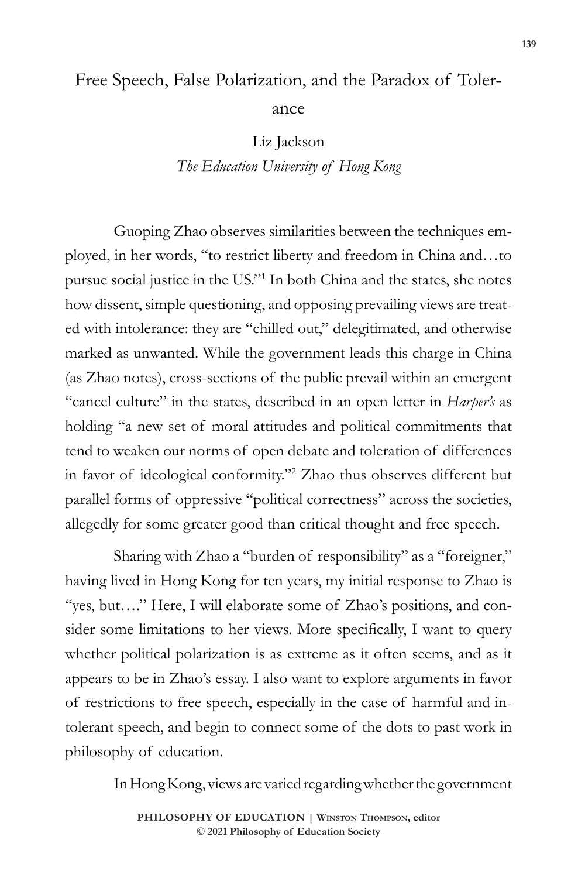# Free Speech, False Polarization, and the Paradox of Tolerance

Liz Jackson
*The Education University of Hong Kong*

Guoping Zhao observes similarities between the techniques employed, in her words, "to restrict liberty and freedom in China and…to pursue social justice in the US."[1] In both China and the states, she notes how dissent, simple questioning, and opposing prevailing views are treated with intolerance: they are "chilled out," delegitimated, and otherwise marked as unwanted. While the government leads this charge in China (as Zhao notes), cross-sections of the public prevail within an emergent "cancel culture" in the states, described in an open letter in *Harper's* as holding "a new set of moral attitudes and political commitments that tend to weaken our norms of open debate and toleration of differences in favor of ideological conformity."[2] Zhao thus observes different but parallel forms of oppressive "political correctness" across the societies, allegedly for some greater good than critical thought and free speech.

Sharing with Zhao a "burden of responsibility" as a "foreigner," having lived in Hong Kong for ten years, my initial response to Zhao is "yes, but…." Here, I will elaborate some of Zhao's positions, and consider some limitations to her views. More specifically, I want to query whether political polarization is as extreme as it often seems, and as it appears to be in Zhao's essay. I also want to explore arguments in favor of restrictions to free speech, especially in the case of harmful and intolerant speech, and begin to connect some of the dots to past work in philosophy of education.

In Hong Kong, views are varied regarding whether the government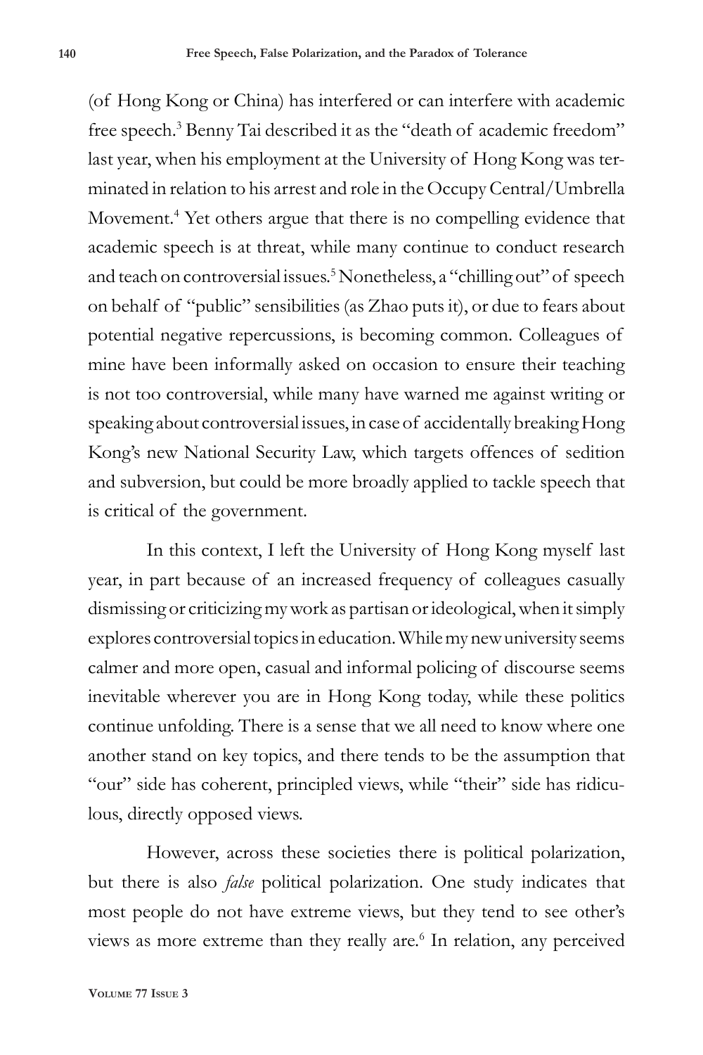(of Hong Kong or China) has interfered or can interfere with academic free speech.[3] Benny Tai described it as the "death of academic freedom" last year, when his employment at the University of Hong Kong was terminated in relation to his arrest and role in the Occupy Central/Umbrella Movement.[4] Yet others argue that there is no compelling evidence that academic speech is at threat, while many continue to conduct research and teach on controversial issues.[5] Nonetheless, a "chilling out" of speech on behalf of "public" sensibilities (as Zhao puts it), or due to fears about potential negative repercussions, is becoming common. Colleagues of mine have been informally asked on occasion to ensure their teaching is not too controversial, while many have warned me against writing or speaking about controversial issues, in case of accidentally breaking Hong Kong's new National Security Law, which targets offences of sedition and subversion, but could be more broadly applied to tackle speech that is critical of the government.

In this context, I left the University of Hong Kong myself last year, in part because of an increased frequency of colleagues casually dismissing or criticizing my work as partisan or ideological, when it simply explores controversial topics in education. While my new university seems calmer and more open, casual and informal policing of discourse seems inevitable wherever you are in Hong Kong today, while these politics continue unfolding. There is a sense that we all need to know where one another stand on key topics, and there tends to be the assumption that "our" side has coherent, principled views, while "their" side has ridiculous, directly opposed views.

However, across these societies there is political polarization, but there is also *false* political polarization. One study indicates that most people do not have extreme views, but they tend to see other's views as more extreme than they really are.[6] In relation, any perceived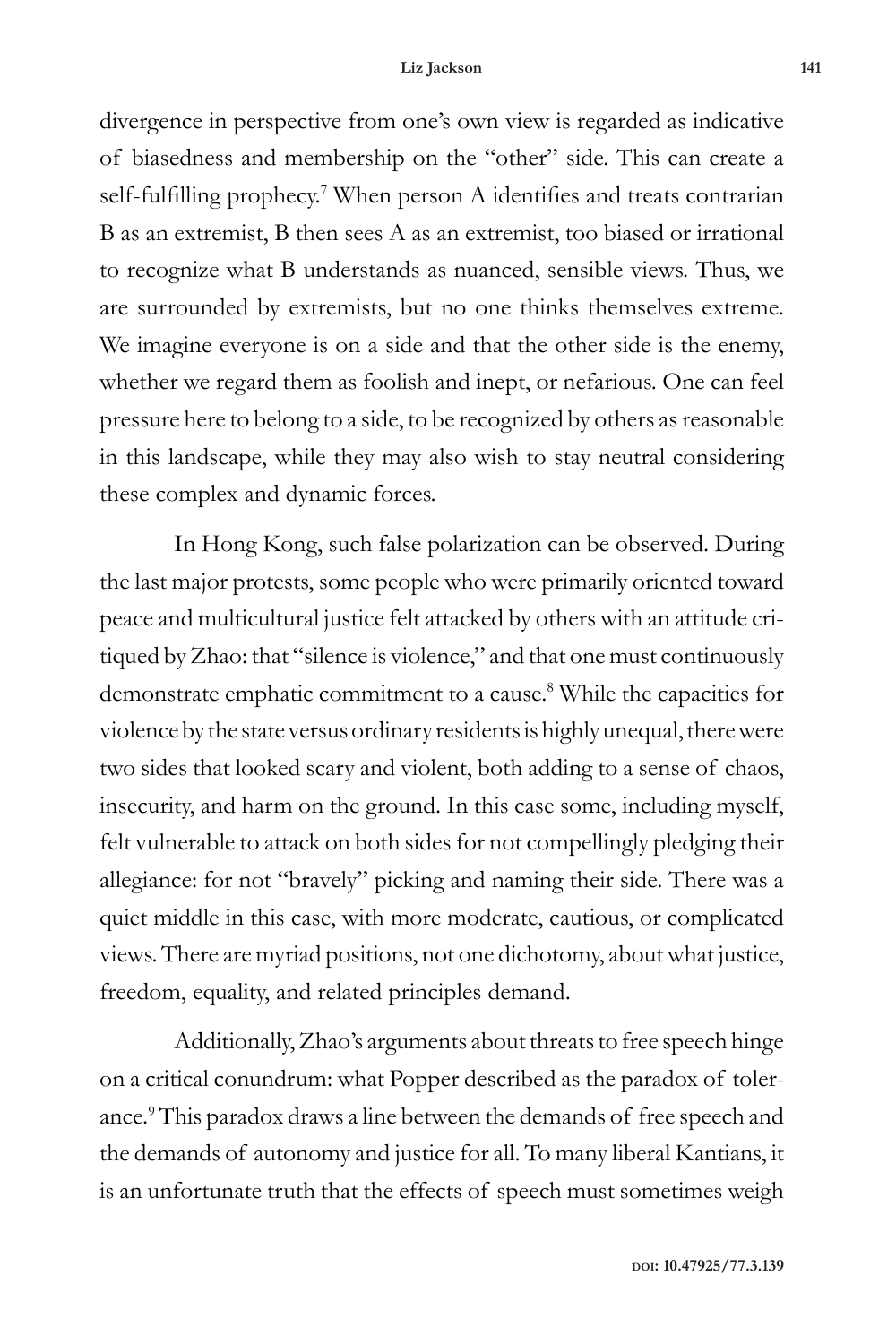divergence in perspective from one's own view is regarded as indicative of biasedness and membership on the "other" side. This can create a self-fulfilling prophecy.[7] When person A identifies and treats contrarian B as an extremist, B then sees A as an extremist, too biased or irrational to recognize what B understands as nuanced, sensible views. Thus, we are surrounded by extremists, but no one thinks themselves extreme. We imagine everyone is on a side and that the other side is the enemy, whether we regard them as foolish and inept, or nefarious. One can feel pressure here to belong to a side, to be recognized by others as reasonable in this landscape, while they may also wish to stay neutral considering these complex and dynamic forces.

In Hong Kong, such false polarization can be observed. During the last major protests, some people who were primarily oriented toward peace and multicultural justice felt attacked by others with an attitude critiqued by Zhao: that "silence is violence," and that one must continuously demonstrate emphatic commitment to a cause.[8] While the capacities for violence by the state versus ordinary residents is highly unequal, there were two sides that looked scary and violent, both adding to a sense of chaos, insecurity, and harm on the ground. In this case some, including myself, felt vulnerable to attack on both sides for not compellingly pledging their allegiance: for not "bravely" picking and naming their side. There was a quiet middle in this case, with more moderate, cautious, or complicated views. There are myriad positions, not one dichotomy, about what justice, freedom, equality, and related principles demand.

Additionally, Zhao's arguments about threats to free speech hinge on a critical conundrum: what Popper described as the paradox of tolerance.[9] This paradox draws a line between the demands of free speech and the demands of autonomy and justice for all. To many liberal Kantians, it is an unfortunate truth that the effects of speech must sometimes weigh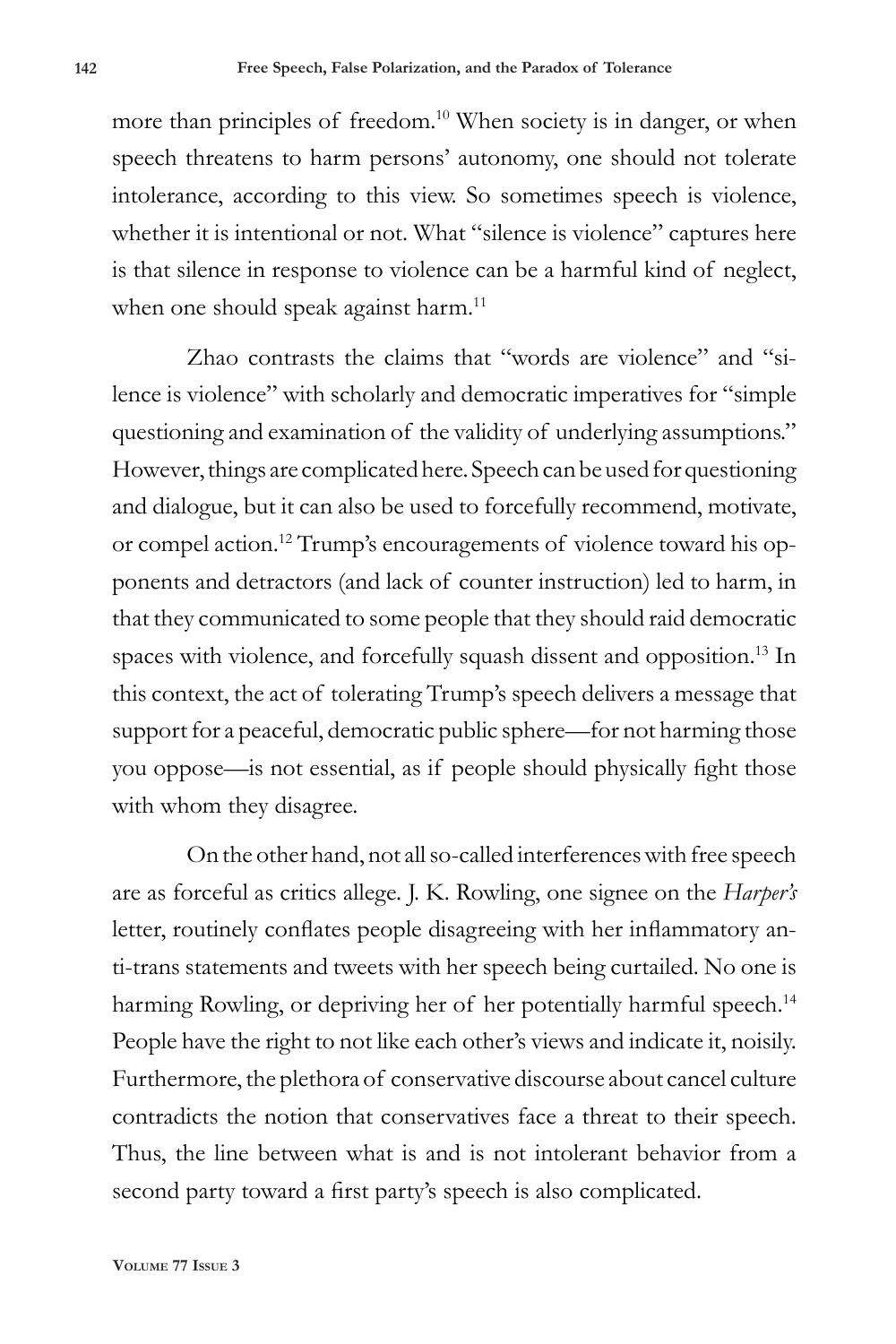more than principles of freedom.[10] When society is in danger, or when speech threatens to harm persons' autonomy, one should not tolerate intolerance, according to this view. So sometimes speech is violence, whether it is intentional or not. What "silence is violence" captures here is that silence in response to violence can be a harmful kind of neglect, when one should speak against harm.[11]

Zhao contrasts the claims that "words are violence" and "silence is violence" with scholarly and democratic imperatives for "simple questioning and examination of the validity of underlying assumptions." However, things are complicated here. Speech can be used for questioning and dialogue, but it can also be used to forcefully recommend, motivate, or compel action.[12] Trump's encouragements of violence toward his opponents and detractors (and lack of counter instruction) led to harm, in that they communicated to some people that they should raid democratic spaces with violence, and forcefully squash dissent and opposition.[13] In this context, the act of tolerating Trump's speech delivers a message that support for a peaceful, democratic public sphere—for not harming those you oppose—is not essential, as if people should physically fight those with whom they disagree.

On the other hand, not all so-called interferences with free speech are as forceful as critics allege. J. K. Rowling, one signee on the *Harper's* letter, routinely conflates people disagreeing with her inflammatory anti-trans statements and tweets with her speech being curtailed. No one is harming Rowling, or depriving her of her potentially harmful speech.[14] People have the right to not like each other's views and indicate it, noisily. Furthermore, the plethora of conservative discourse about cancel culture contradicts the notion that conservatives face a threat to their speech. Thus, the line between what is and is not intolerant behavior from a second party toward a first party's speech is also complicated.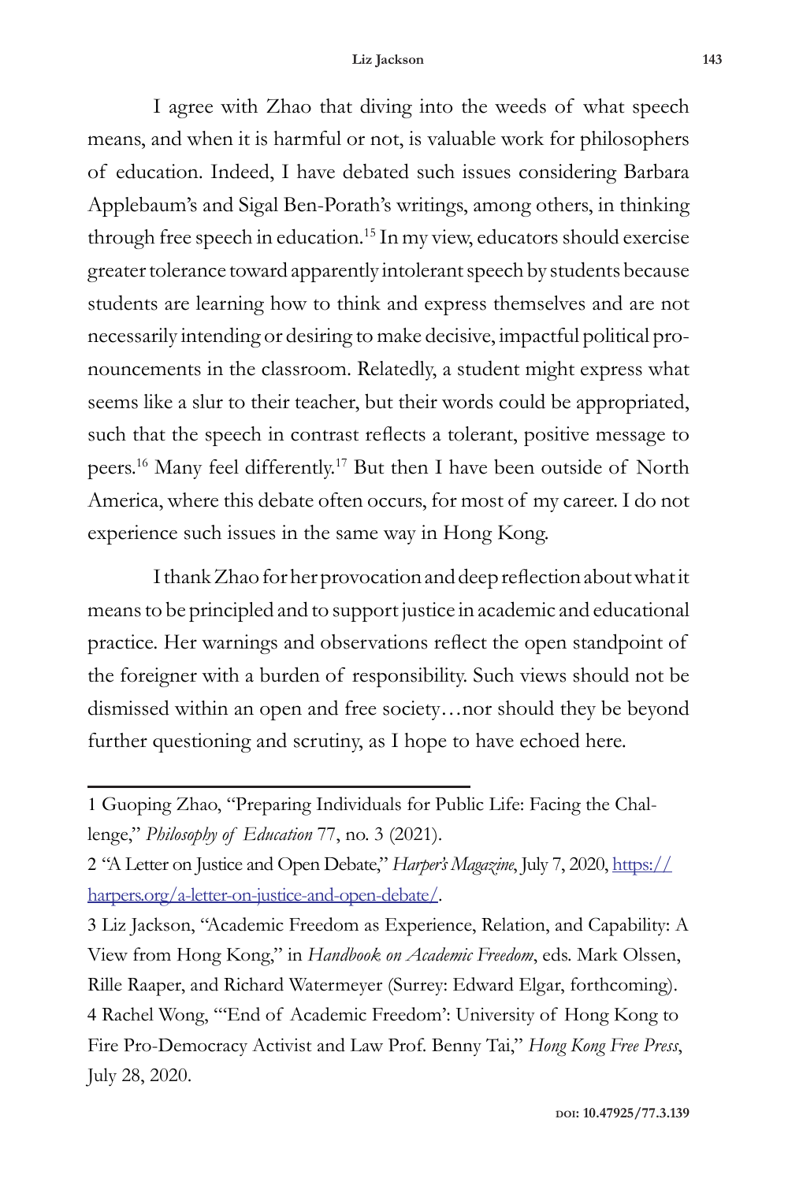I agree with Zhao that diving into the weeds of what speech means, and when it is harmful or not, is valuable work for philosophers of education. Indeed, I have debated such issues considering Barbara Applebaum's and Sigal Ben-Porath's writings, among others, in thinking through free speech in education.[15] In my view, educators should exercise greater tolerance toward apparently intolerant speech by students because students are learning how to think and express themselves and are not necessarily intending or desiring to make decisive, impactful political pronouncements in the classroom. Relatedly, a student might express what seems like a slur to their teacher, but their words could be appropriated, such that the speech in contrast reflects a tolerant, positive message to peers.[16] Many feel differently.[17] But then I have been outside of North America, where this debate often occurs, for most of my career. I do not experience such issues in the same way in Hong Kong.

I thank Zhao for her provocation and deep reflection about what it means to be principled and to support justice in academic and educational practice. Her warnings and observations reflect the open standpoint of the foreigner with a burden of responsibility. Such views should not be dismissed within an open and free society…nor should they be beyond further questioning and scrutiny, as I hope to have echoed here.

---

1 Guoping Zhao, "Preparing Individuals for Public Life: Facing the Challenge," *Philosophy of Education* 77, no. 3 (2021).

2 "A Letter on Justice and Open Debate," *Harper's Magazine*, July 7, 2020, https://harpers.org/a-letter-on-justice-and-open-debate/.

3 Liz Jackson, "Academic Freedom as Experience, Relation, and Capability: A View from Hong Kong," in *Handbook on Academic Freedom*, eds. Mark Olssen, Rille Raaper, and Richard Watermeyer (Surrey: Edward Elgar, forthcoming).

4 Rachel Wong, "'End of Academic Freedom': University of Hong Kong to Fire Pro-Democracy Activist and Law Prof. Benny Tai," *Hong Kong Free Press*, July 28, 2020.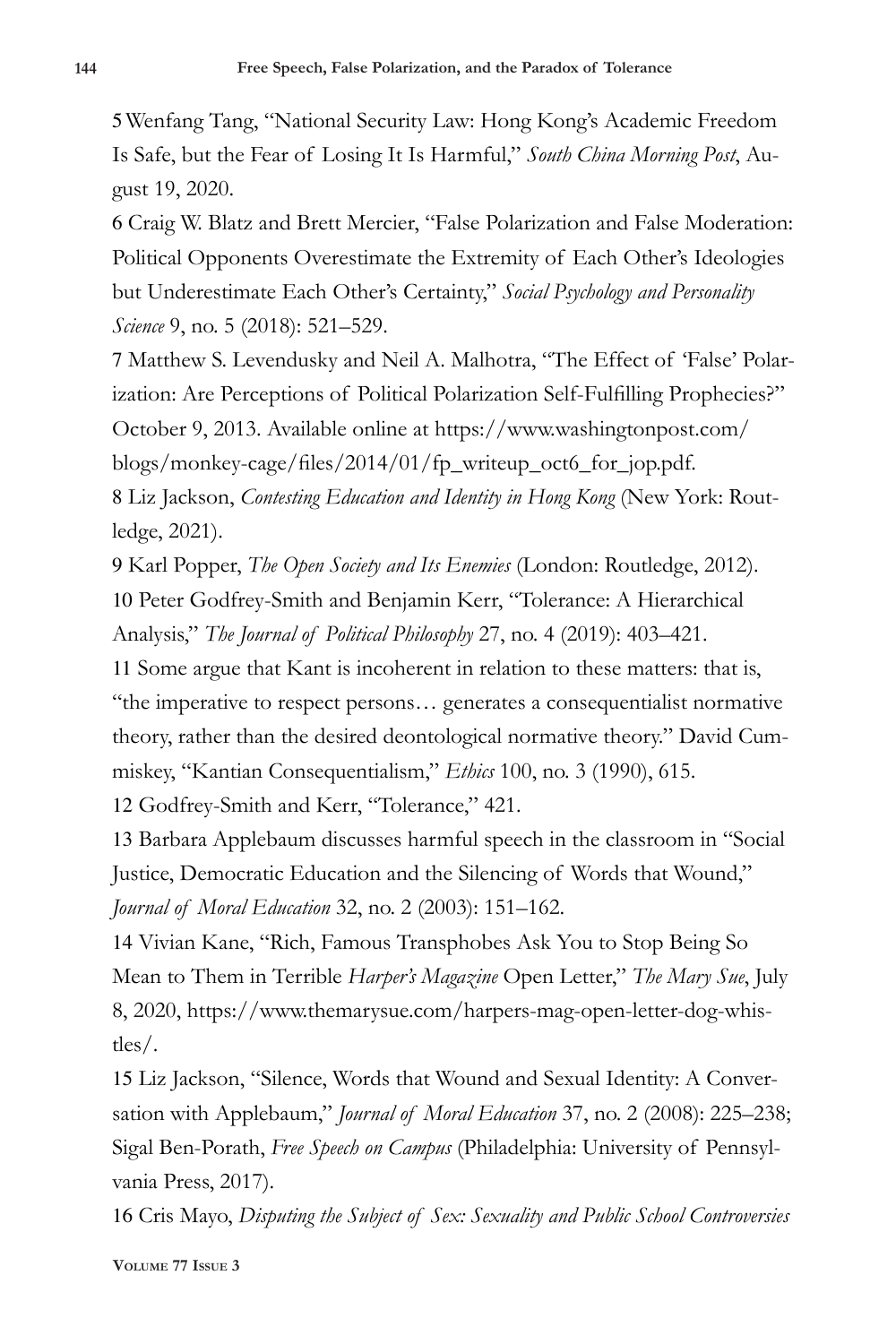5 Wenfang Tang, "National Security Law: Hong Kong's Academic Freedom Is Safe, but the Fear of Losing It Is Harmful," *South China Morning Post*, August 19, 2020.

6 Craig W. Blatz and Brett Mercier, "False Polarization and False Moderation: Political Opponents Overestimate the Extremity of Each Other's Ideologies but Underestimate Each Other's Certainty," *Social Psychology and Personality Science* 9, no. 5 (2018): 521–529.

7 Matthew S. Levendusky and Neil A. Malhotra, "The Effect of 'False' Polarization: Are Perceptions of Political Polarization Self-Fulfilling Prophecies?" October 9, 2013. Available online at https://www.washingtonpost.com/blogs/monkey-cage/files/2014/01/fp_writeup_oct6_for_jop.pdf.

8 Liz Jackson, *Contesting Education and Identity in Hong Kong* (New York: Routledge, 2021).

9 Karl Popper, *The Open Society and Its Enemies* (London: Routledge, 2012).

10 Peter Godfrey-Smith and Benjamin Kerr, "Tolerance: A Hierarchical Analysis," *The Journal of Political Philosophy* 27, no. 4 (2019): 403–421.

11 Some argue that Kant is incoherent in relation to these matters: that is, "the imperative to respect persons… generates a consequentialist normative theory, rather than the desired deontological normative theory." David Cummiskey, "Kantian Consequentialism," *Ethics* 100, no. 3 (1990), 615.

12 Godfrey-Smith and Kerr, "Tolerance," 421.

13 Barbara Applebaum discusses harmful speech in the classroom in "Social Justice, Democratic Education and the Silencing of Words that Wound," *Journal of Moral Education* 32, no. 2 (2003): 151–162.

14 Vivian Kane, "Rich, Famous Transphobes Ask You to Stop Being So Mean to Them in Terrible *Harper's Magazine* Open Letter," *The Mary Sue*, July 8, 2020, https://www.themarysue.com/harpers-mag-open-letter-dog-whistles/.

15 Liz Jackson, "Silence, Words that Wound and Sexual Identity: A Conversation with Applebaum," *Journal of Moral Education* 37, no. 2 (2008): 225–238; Sigal Ben-Porath, *Free Speech on Campus* (Philadelphia: University of Pennsylvania Press, 2017).

16 Cris Mayo, *Disputing the Subject of Sex: Sexuality and Public School Controversies*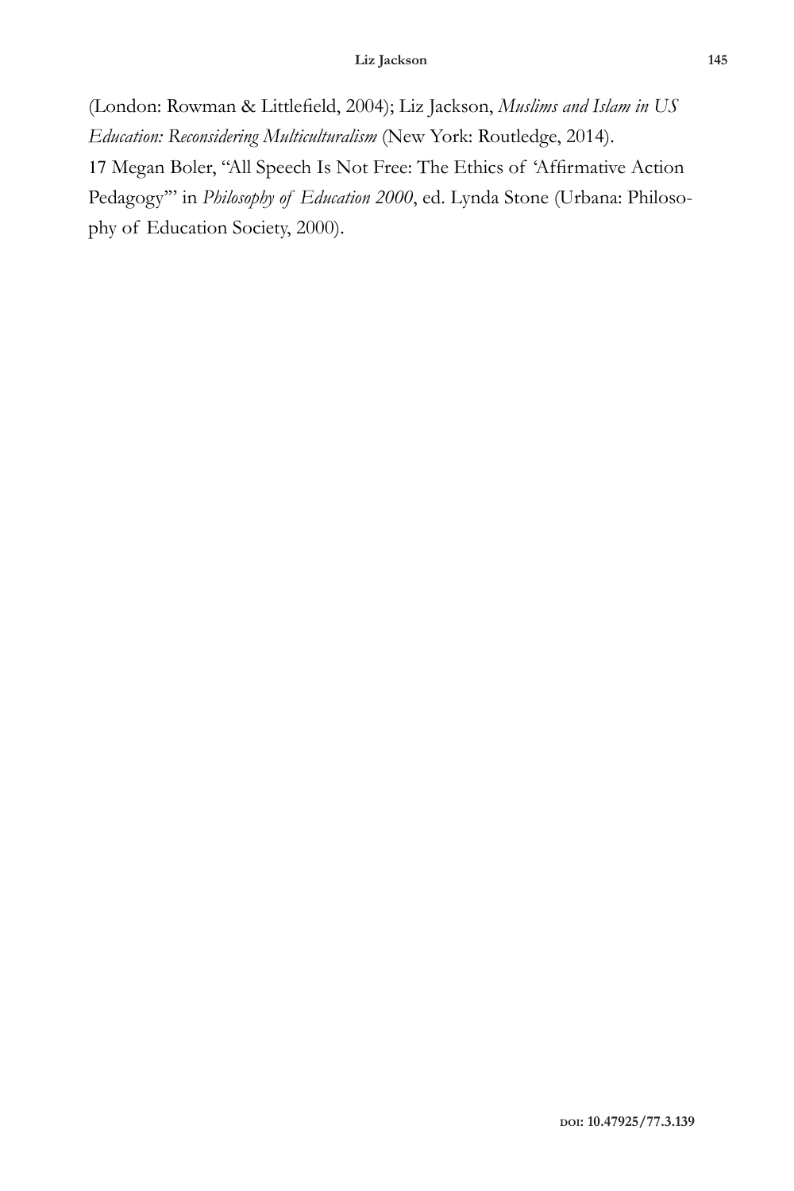(London: Rowman & Littlefield, 2004); Liz Jackson, *Muslims and Islam in US Education: Reconsidering Multiculturalism* (New York: Routledge, 2014).

17 Megan Boler, "All Speech Is Not Free: The Ethics of 'Affirmative Action Pedagogy'" in *Philosophy of Education 2000*, ed. Lynda Stone (Urbana: Philosophy of Education Society, 2000).